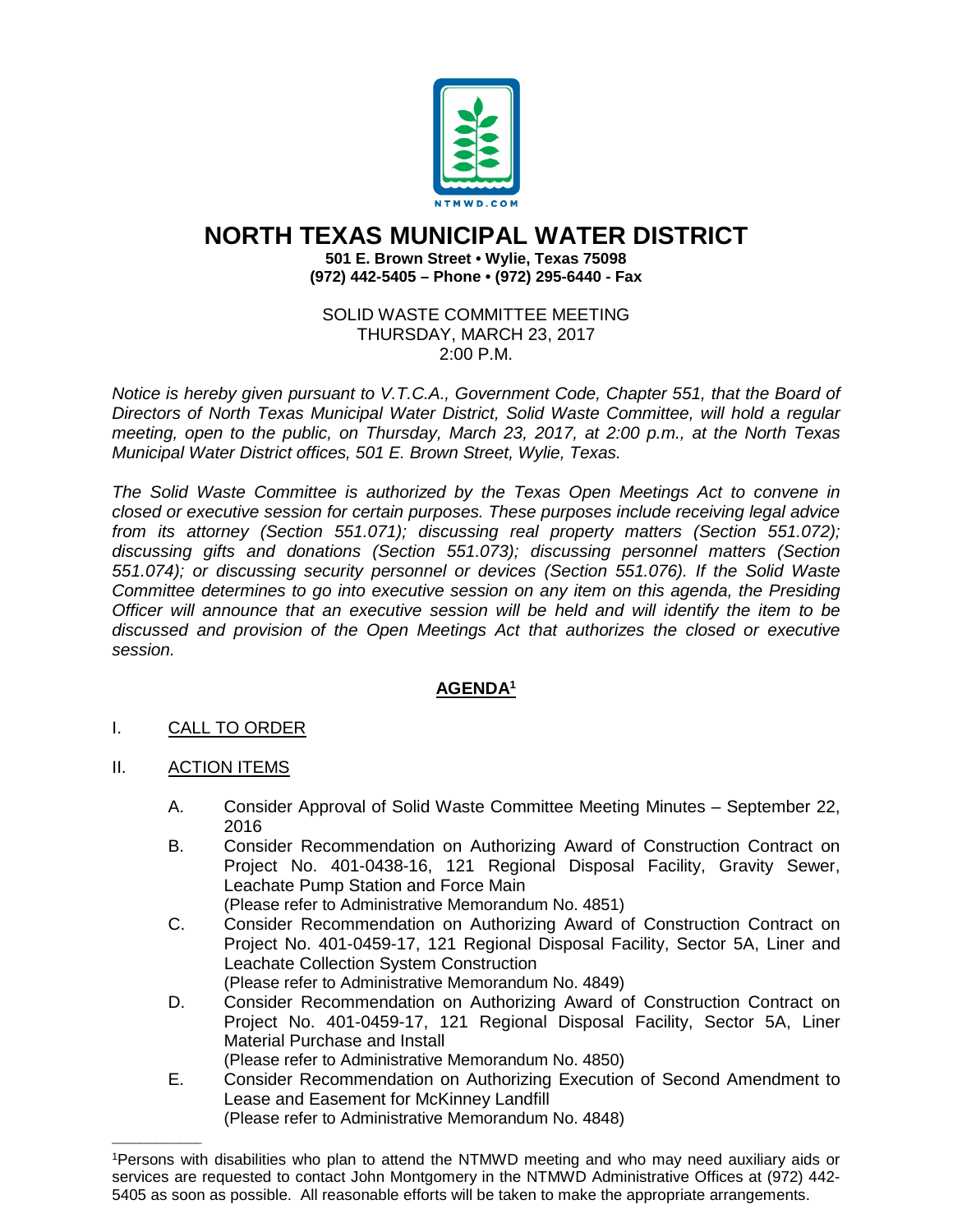# NORTH TEXAS MUNICIPAL WATER DISTRICT

**501 E. Brown Street • Wylie, Texas 75098**
**(972) 442-5405 – Phone • (972) 295-6440 - Fax**

SOLID WASTE COMMITTEE MEETING
THURSDAY, MARCH 23, 2017
2:00 P.M.

*Notice is hereby given pursuant to V.T.C.A., Government Code, Chapter 551, that the Board of Directors of North Texas Municipal Water District, Solid Waste Committee, will hold a regular meeting, open to the public, on Thursday, March 23, 2017, at 2:00 p.m., at the North Texas Municipal Water District offices, 501 E. Brown Street, Wylie, Texas.*

*The Solid Waste Committee is authorized by the Texas Open Meetings Act to convene in closed or executive session for certain purposes. These purposes include receiving legal advice from its attorney (Section 551.071); discussing real property matters (Section 551.072); discussing gifts and donations (Section 551.073); discussing personnel matters (Section 551.074); or discussing security personnel or devices (Section 551.076). If the Solid Waste Committee determines to go into executive session on any item on this agenda, the Presiding Officer will announce that an executive session will be held and will identify the item to be discussed and provision of the Open Meetings Act that authorizes the closed or executive session.*

## AGENDA[1]

I. CALL TO ORDER

II. ACTION ITEMS

A. Consider Approval of Solid Waste Committee Meeting Minutes – September 22, 2016

B. Consider Recommendation on Authorizing Award of Construction Contract on Project No. 401-0438-16, 121 Regional Disposal Facility, Gravity Sewer, Leachate Pump Station and Force Main
(Please refer to Administrative Memorandum No. 4851)

C. Consider Recommendation on Authorizing Award of Construction Contract on Project No. 401-0459-17, 121 Regional Disposal Facility, Sector 5A, Liner and Leachate Collection System Construction
(Please refer to Administrative Memorandum No. 4849)

D. Consider Recommendation on Authorizing Award of Construction Contract on Project No. 401-0459-17, 121 Regional Disposal Facility, Sector 5A, Liner Material Purchase and Install
(Please refer to Administrative Memorandum No. 4850)

E. Consider Recommendation on Authorizing Execution of Second Amendment to Lease and Easement for McKinney Landfill
(Please refer to Administrative Memorandum No. 4848)

---

[1]Persons with disabilities who plan to attend the NTMWD meeting and who may need auxiliary aids or services are requested to contact John Montgomery in the NTMWD Administrative Offices at (972) 442-5405 as soon as possible. All reasonable efforts will be taken to make the appropriate arrangements.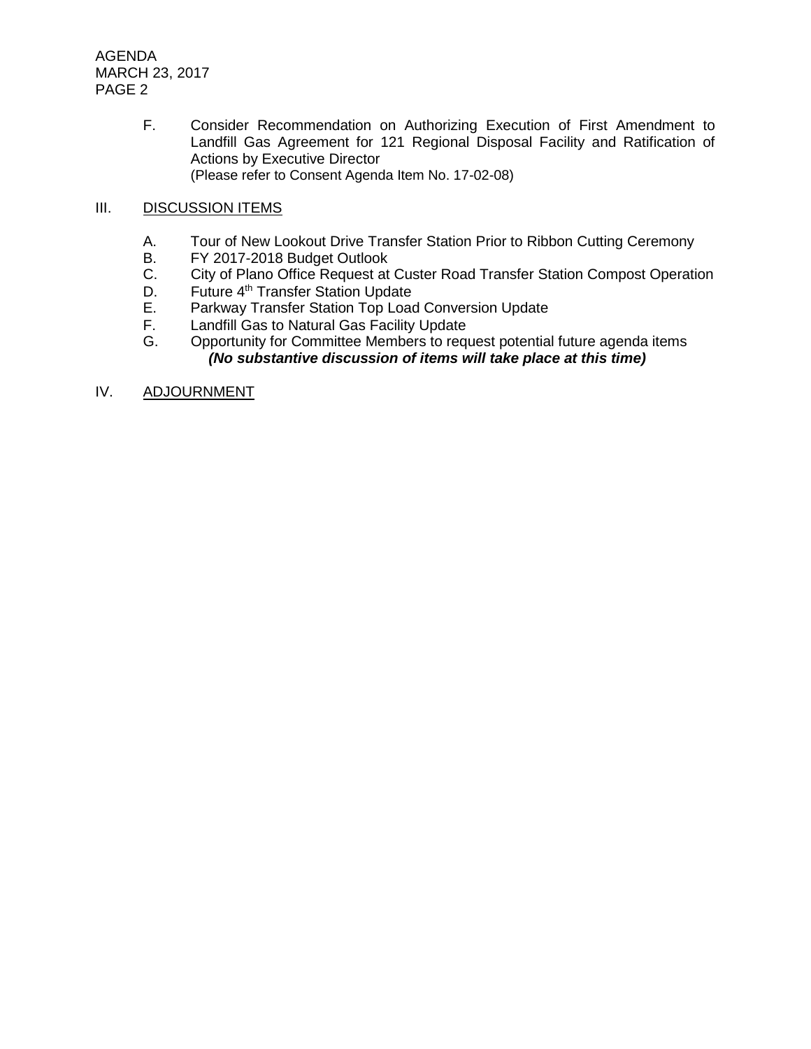F. Consider Recommendation on Authorizing Execution of First Amendment to Landfill Gas Agreement for 121 Regional Disposal Facility and Ratification of Actions by Executive Director
(Please refer to Consent Agenda Item No. 17-02-08)

## III. DISCUSSION ITEMS

A. Tour of New Lookout Drive Transfer Station Prior to Ribbon Cutting Ceremony
B. FY 2017-2018 Budget Outlook
C. City of Plano Office Request at Custer Road Transfer Station Compost Operation
D. Future 4th Transfer Station Update
E. Parkway Transfer Station Top Load Conversion Update
F. Landfill Gas to Natural Gas Facility Update
G. Opportunity for Committee Members to request potential future agenda items
***(No substantive discussion of items will take place at this time)***

## IV. ADJOURNMENT